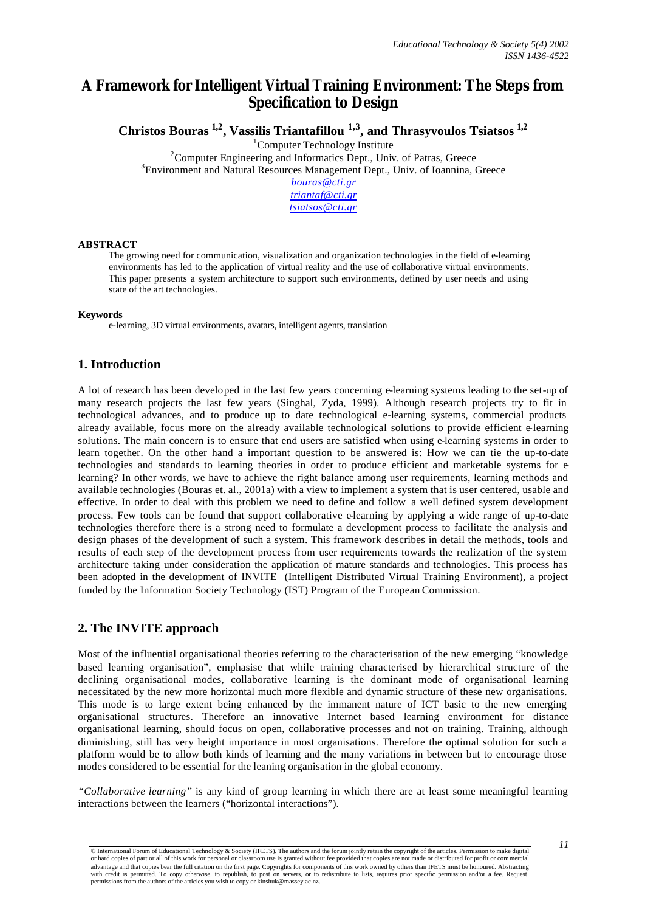# A Framework for Intelligent Virtual Training Environment: The Steps from Specification to Design

**Christos Bouras [1,2], Vassilis Triantafillou [1,3], and Thrasyvoulos Tsiatsos [1,2]**

[1]Computer Technology Institute
[2]Computer Engineering and Informatics Dept., Univ. of Patras, Greece
[3]Environment and Natural Resources Management Dept., Univ. of Ioannina, Greece
bouras@cti.gr
triantaf@cti.gr
tsiatsos@cti.gr

**ABSTRACT**

The growing need for communication, visualization and organization technologies in the field of e-learning environments has led to the application of virtual reality and the use of collaborative virtual environments. This paper presents a system architecture to support such environments, defined by user needs and using state of the art technologies.

**Keywords**

e-learning, 3D virtual environments, avatars, intelligent agents, translation

## 1. Introduction

A lot of research has been developed in the last few years concerning e-learning systems leading to the set-up of many research projects the last few years (Singhal, Zyda, 1999). Although research projects try to fit in technological advances, and to produce up to date technological e-learning systems, commercial products already available, focus more on the already available technological solutions to provide efficient e-learning solutions. The main concern is to ensure that end users are satisfied when using e-learning systems in order to learn together. On the other hand a important question to be answered is: How we can tie the up-to-date technologies and standards to learning theories in order to produce efficient and marketable systems for e-learning? In other words, we have to achieve the right balance among user requirements, learning methods and available technologies (Bouras et. al., 2001a) with a view to implement a system that is user centered, usable and effective. In order to deal with this problem we need to define and follow a well defined system development process. Few tools can be found that support collaborative e-learning by applying a wide range of up-to-date technologies therefore there is a strong need to formulate a development process to facilitate the analysis and design phases of the development of such a system. This framework describes in detail the methods, tools and results of each step of the development process from user requirements towards the realization of the system architecture taking under consideration the application of mature standards and technologies. This process has been adopted in the development of INVITE (Intelligent Distributed Virtual Training Environment), a project funded by the Information Society Technology (IST) Program of the European Commission.

## 2. The INVITE approach

Most of the influential organisational theories referring to the characterisation of the new emerging "knowledge based learning organisation", emphasise that while training characterised by hierarchical structure of the declining organisational modes, collaborative learning is the dominant mode of organisational learning necessitated by the new more horizontal much more flexible and dynamic structure of these new organisations. This mode is to large extent being enhanced by the immanent nature of ICT basic to the new emerging organisational structures. Therefore an innovative Internet based learning environment for distance organisational learning, should focus on open, collaborative processes and not on training. Training, although diminishing, still has very height importance in most organisations. Therefore the optimal solution for such a platform would be to allow both kinds of learning and the many variations in between but to encourage those modes considered to be essential for the leaning organisation in the global economy.

*"Collaborative learning"* is any kind of group learning in which there are at least some meaningful learning interactions between the learners ("horizontal interactions").

© International Forum of Educational Technology & Society (IFETS). The authors and the forum jointly retain the copyright of the articles. Permission to make digital or hard copies of part or all of this work for personal or classroom use is granted without fee provided that copies are not made or distributed for profit or commercial advantage and that copies bear the full citation on the first page. Copyrights for components of this work owned by others than IFETS must be honoured. Abstracting with credit is permitted. To copy otherwise, to republish, to post on servers, or to redistribute to lists, requires prior specific permission and/or a fee. Request permissions from the authors of the articles you wish to copy or kinshuk@massey.ac.nz.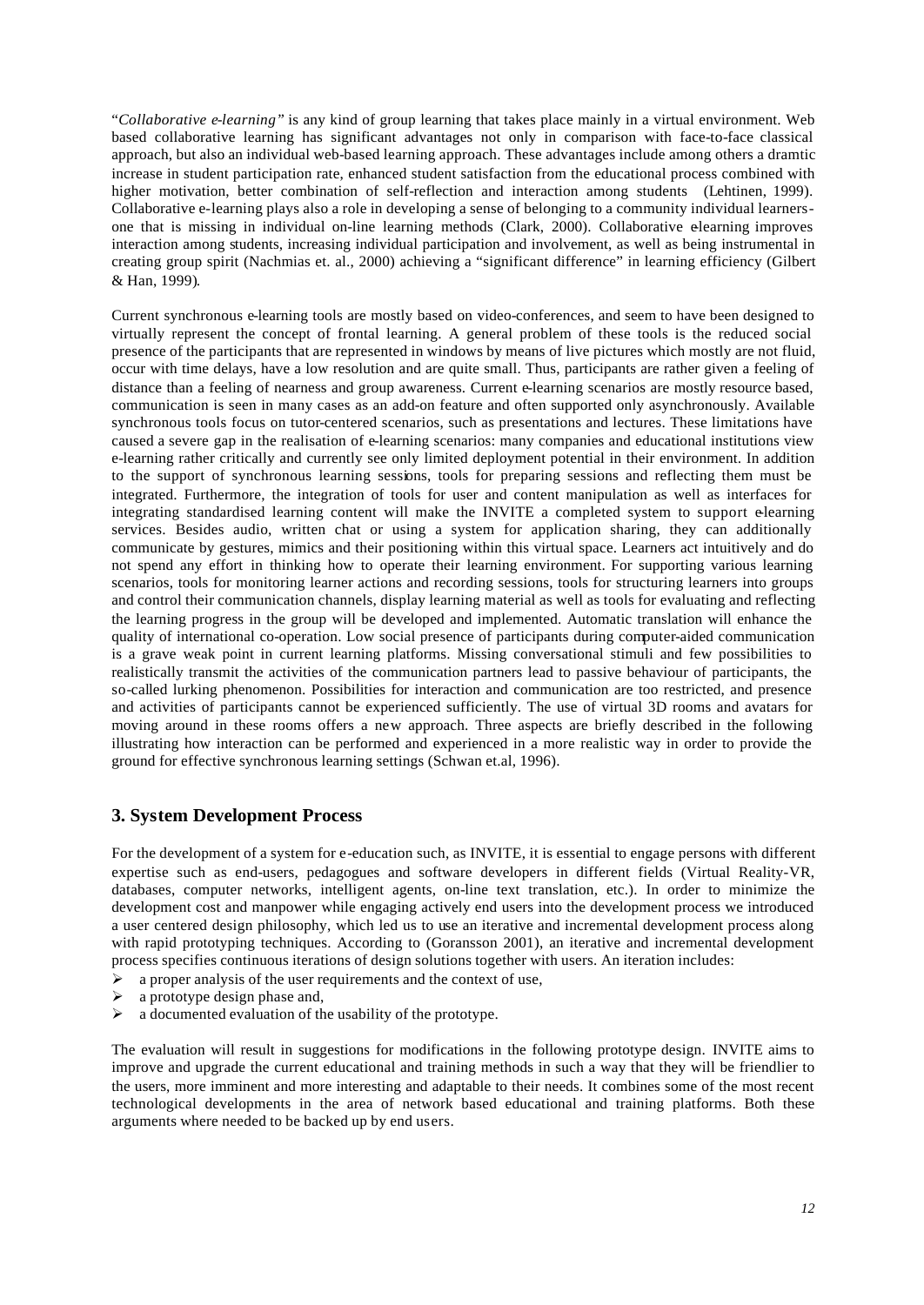"*Collaborative e-learning"* is any kind of group learning that takes place mainly in a virtual environment. Web based collaborative learning has significant advantages not only in comparison with face-to-face classical approach, but also an individual web-based learning approach. These advantages include among others a dramtic increase in student participation rate, enhanced student satisfaction from the educational process combined with higher motivation, better combination of self-reflection and interaction among students (Lehtinen, 1999). Collaborative e-learning plays also a role in developing a sense of belonging to a community individual learners- one that is missing in individual on-line learning methods (Clark, 2000). Collaborative e-learning improves interaction among students, increasing individual participation and involvement, as well as being instrumental in creating group spirit (Nachmias et. al., 2000) achieving a "significant difference" in learning efficiency (Gilbert & Han, 1999).

Current synchronous e-learning tools are mostly based on video-conferences, and seem to have been designed to virtually represent the concept of frontal learning. A general problem of these tools is the reduced social presence of the participants that are represented in windows by means of live pictures which mostly are not fluid, occur with time delays, have a low resolution and are quite small. Thus, participants are rather given a feeling of distance than a feeling of nearness and group awareness. Current e-learning scenarios are mostly resource based, communication is seen in many cases as an add-on feature and often supported only asynchronously. Available synchronous tools focus on tutor-centered scenarios, such as presentations and lectures. These limitations have caused a severe gap in the realisation of e-learning scenarios: many companies and educational institutions view e-learning rather critically and currently see only limited deployment potential in their environment. In addition to the support of synchronous learning sessions, tools for preparing sessions and reflecting them must be integrated. Furthermore, the integration of tools for user and content manipulation as well as interfaces for integrating standardised learning content will make the INVITE a completed system to support e-learning services. Besides audio, written chat or using a system for application sharing, they can additionally communicate by gestures, mimics and their positioning within this virtual space. Learners act intuitively and do not spend any effort in thinking how to operate their learning environment. For supporting various learning scenarios, tools for monitoring learner actions and recording sessions, tools for structuring learners into groups and control their communication channels, display learning material as well as tools for evaluating and reflecting the learning progress in the group will be developed and implemented. Automatic translation will enhance the quality of international co-operation. Low social presence of participants during computer-aided communication is a grave weak point in current learning platforms. Missing conversational stimuli and few possibilities to realistically transmit the activities of the communication partners lead to passive behaviour of participants, the so-called lurking phenomenon. Possibilities for interaction and communication are too restricted, and presence and activities of participants cannot be experienced sufficiently. The use of virtual 3D rooms and avatars for moving around in these rooms offers a new approach. Three aspects are briefly described in the following illustrating how interaction can be performed and experienced in a more realistic way in order to provide the ground for effective synchronous learning settings (Schwan et.al, 1996).

## 3. System Development Process

For the development of a system for e-education such, as INVITE, it is essential to engage persons with different expertise such as end-users, pedagogues and software developers in different fields (Virtual Reality-VR, databases, computer networks, intelligent agents, on-line text translation, etc.). In order to minimize the development cost and manpower while engaging actively end users into the development process we introduced a user centered design philosophy, which led us to use an iterative and incremental development process along with rapid prototyping techniques. According to (Goransson 2001), an iterative and incremental development process specifies continuous iterations of design solutions together with users. An iteration includes:

- a proper analysis of the user requirements and the context of use,
- a prototype design phase and,
- a documented evaluation of the usability of the prototype.

The evaluation will result in suggestions for modifications in the following prototype design. INVITE aims to improve and upgrade the current educational and training methods in such a way that they will be friendlier to the users, more imminent and more interesting and adaptable to their needs. It combines some of the most recent technological developments in the area of network based educational and training platforms. Both these arguments where needed to be backed up by end users.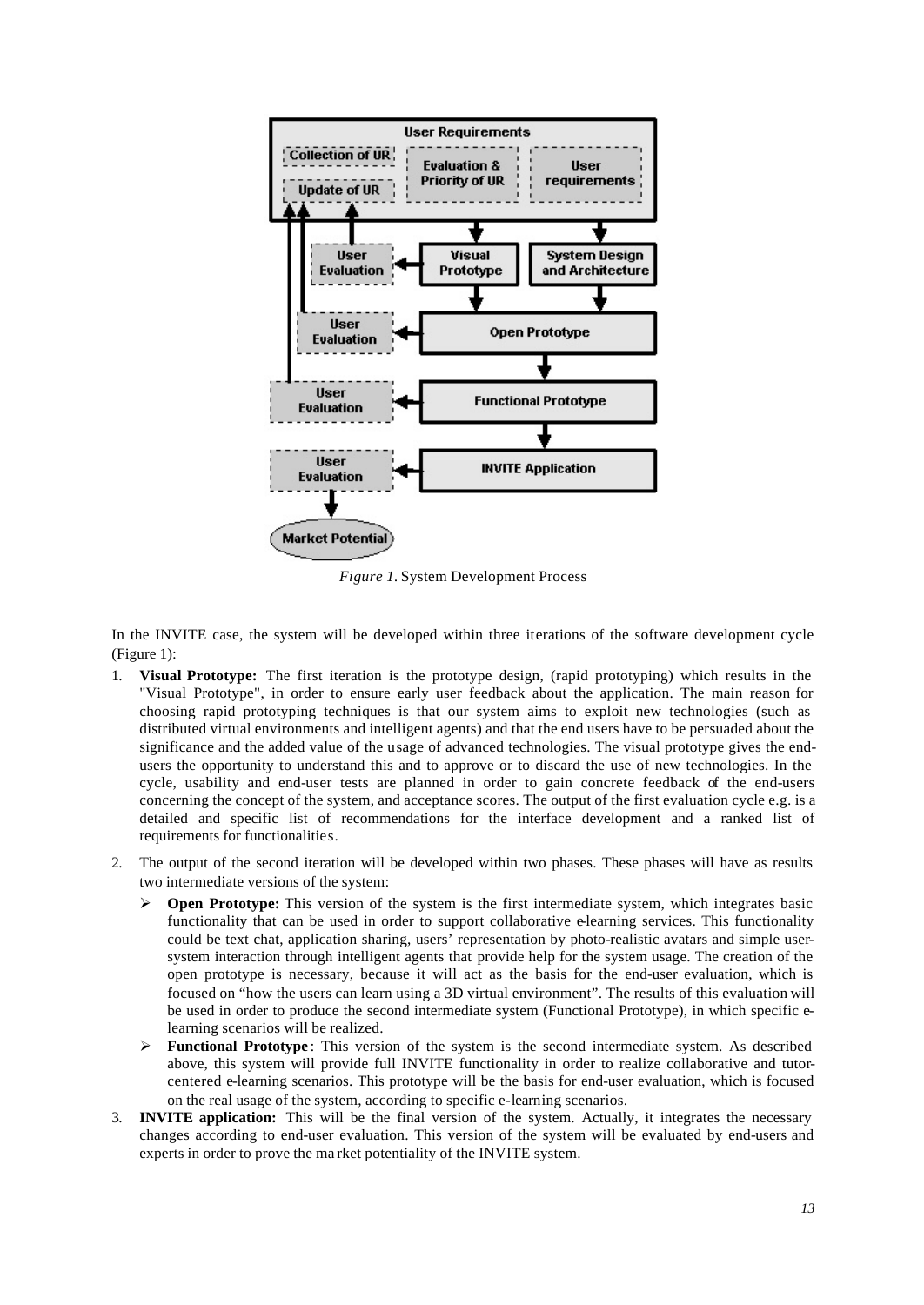*Figure 1.* System Development Process

In the INVITE case, the system will be developed within three iterations of the software development cycle (Figure 1):

1. **Visual Prototype:** The first iteration is the prototype design, (rapid prototyping) which results in the "Visual Prototype", in order to ensure early user feedback about the application. The main reason for choosing rapid prototyping techniques is that our system aims to exploit new technologies (such as distributed virtual environments and intelligent agents) and that the end users have to be persuaded about the significance and the added value of the usage of advanced technologies. The visual prototype gives the end-users the opportunity to understand this and to approve or to discard the use of new technologies. In the cycle, usability and end-user tests are planned in order to gain concrete feedback of the end-users concerning the concept of the system, and acceptance scores. The output of the first evaluation cycle e.g. is a detailed and specific list of recommendations for the interface development and a ranked list of requirements for functionalities.

2. The output of the second iteration will be developed within two phases. These phases will have as results two intermediate versions of the system:
   - **Open Prototype:** This version of the system is the first intermediate system, which integrates basic functionality that can be used in order to support collaborative e-learning services. This functionality could be text chat, application sharing, users' representation by photo-realistic avatars and simple user-system interaction through intelligent agents that provide help for the system usage. The creation of the open prototype is necessary, because it will act as the basis for the end-user evaluation, which is focused on "how the users can learn using a 3D virtual environment". The results of this evaluation will be used in order to produce the second intermediate system (Functional Prototype), in which specific e-learning scenarios will be realized.
   - **Functional Prototype**: This version of the system is the second intermediate system. As described above, this system will provide full INVITE functionality in order to realize collaborative and tutor-centered e-learning scenarios. This prototype will be the basis for end-user evaluation, which is focused on the real usage of the system, according to specific e-learning scenarios.

3. **INVITE application:** This will be the final version of the system. Actually, it integrates the necessary changes according to end-user evaluation. This version of the system will be evaluated by end-users and experts in order to prove the market potentiality of the INVITE system.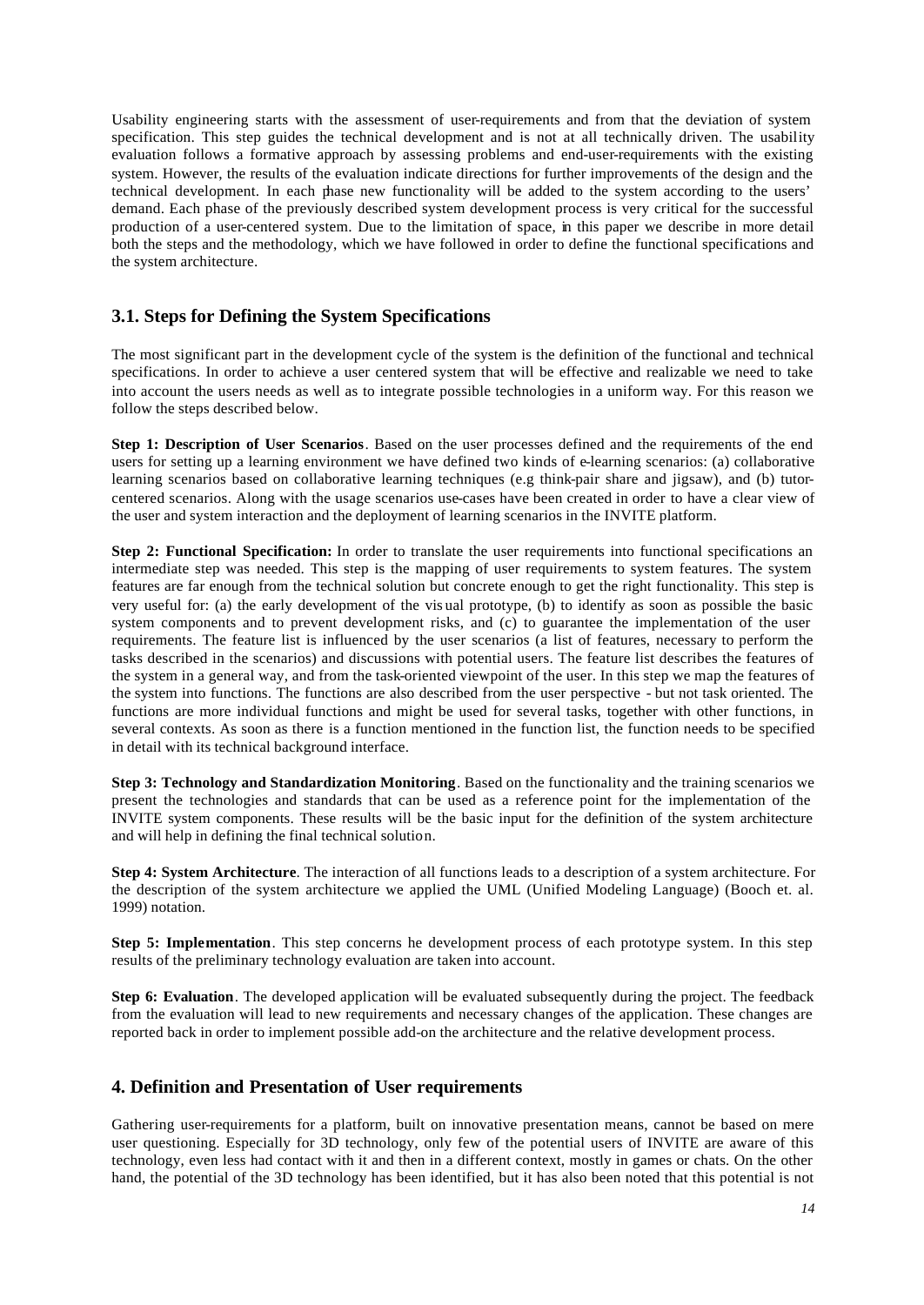Usability engineering starts with the assessment of user-requirements and from that the deviation of system specification. This step guides the technical development and is not at all technically driven. The usability evaluation follows a formative approach by assessing problems and end-user-requirements with the existing system. However, the results of the evaluation indicate directions for further improvements of the design and the technical development. In each phase new functionality will be added to the system according to the users' demand. Each phase of the previously described system development process is very critical for the successful production of a user-centered system. Due to the limitation of space, in this paper we describe in more detail both the steps and the methodology, which we have followed in order to define the functional specifications and the system architecture.

## 3.1. Steps for Defining the System Specifications

The most significant part in the development cycle of the system is the definition of the functional and technical specifications. In order to achieve a user centered system that will be effective and realizable we need to take into account the users needs as well as to integrate possible technologies in a uniform way. For this reason we follow the steps described below.

**Step 1: Description of User Scenarios**. Based on the user processes defined and the requirements of the end users for setting up a learning environment we have defined two kinds of e-learning scenarios: (a) collaborative learning scenarios based on collaborative learning techniques (e.g think-pair share and jigsaw), and (b) tutor-centered scenarios. Along with the usage scenarios use-cases have been created in order to have a clear view of the user and system interaction and the deployment of learning scenarios in the INVITE platform.

**Step 2: Functional Specification:** In order to translate the user requirements into functional specifications an intermediate step was needed. This step is the mapping of user requirements to system features. The system features are far enough from the technical solution but concrete enough to get the right functionality. This step is very useful for: (a) the early development of the visual prototype, (b) to identify as soon as possible the basic system components and to prevent development risks, and (c) to guarantee the implementation of the user requirements. The feature list is influenced by the user scenarios (a list of features, necessary to perform the tasks described in the scenarios) and discussions with potential users. The feature list describes the features of the system in a general way, and from the task-oriented viewpoint of the user. In this step we map the features of the system into functions. The functions are also described from the user perspective - but not task oriented. The functions are more individual functions and might be used for several tasks, together with other functions, in several contexts. As soon as there is a function mentioned in the function list, the function needs to be specified in detail with its technical background interface.

**Step 3: Technology and Standardization Monitoring**. Based on the functionality and the training scenarios we present the technologies and standards that can be used as a reference point for the implementation of the INVITE system components. These results will be the basic input for the definition of the system architecture and will help in defining the final technical solution.

**Step 4: System Architecture**. The interaction of all functions leads to a description of a system architecture. For the description of the system architecture we applied the UML (Unified Modeling Language) (Booch et. al. 1999) notation.

**Step 5: Implementation**. This step concerns he development process of each prototype system. In this step results of the preliminary technology evaluation are taken into account.

**Step 6: Evaluation**. The developed application will be evaluated subsequently during the project. The feedback from the evaluation will lead to new requirements and necessary changes of the application. These changes are reported back in order to implement possible add-on the architecture and the relative development process.

# 4. Definition and Presentation of User requirements

Gathering user-requirements for a platform, built on innovative presentation means, cannot be based on mere user questioning. Especially for 3D technology, only few of the potential users of INVITE are aware of this technology, even less had contact with it and then in a different context, mostly in games or chats. On the other hand, the potential of the 3D technology has been identified, but it has also been noted that this potential is not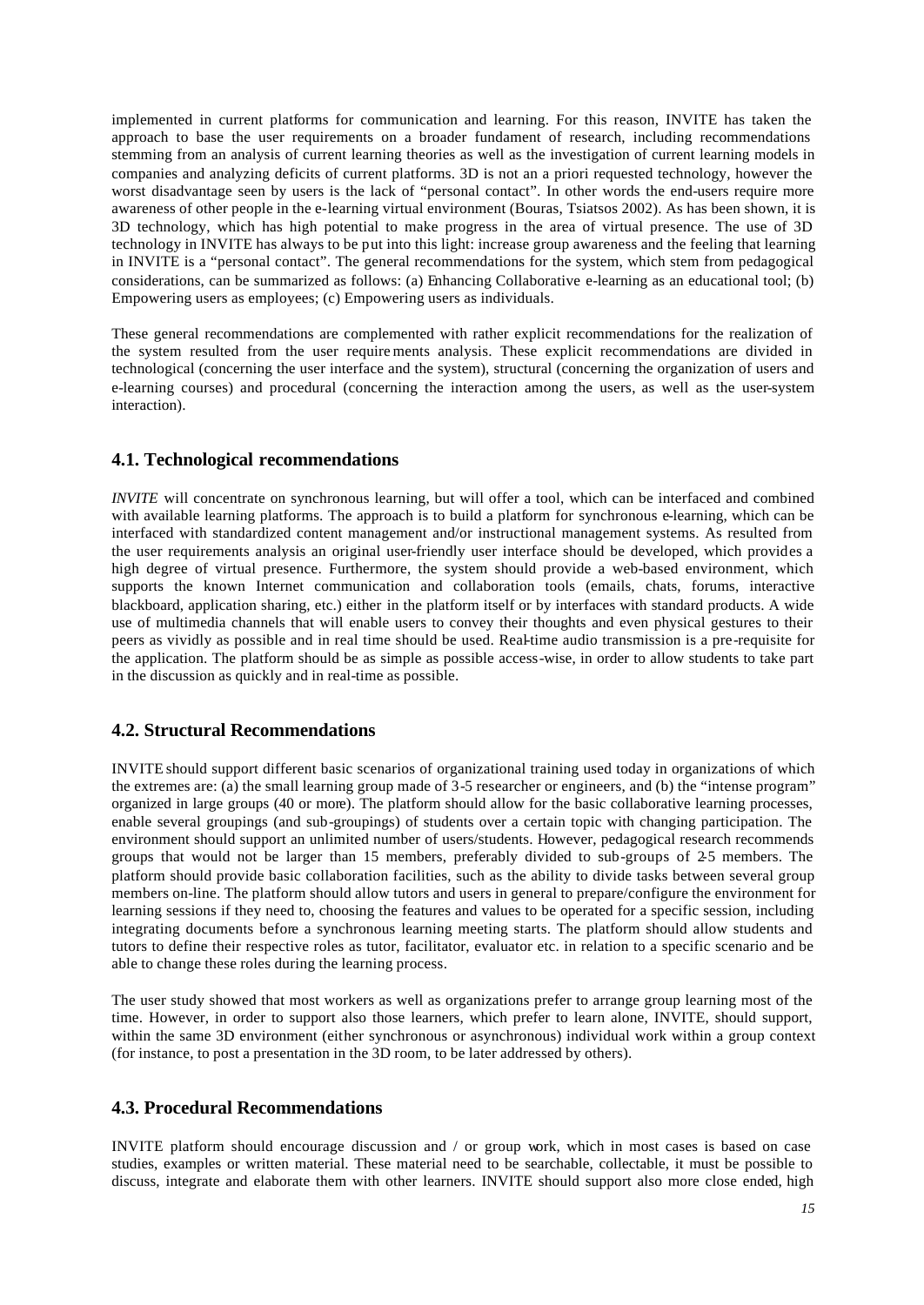implemented in current platforms for communication and learning. For this reason, INVITE has taken the approach to base the user requirements on a broader fundament of research, including recommendations stemming from an analysis of current learning theories as well as the investigation of current learning models in companies and analyzing deficits of current platforms. 3D is not an a priori requested technology, however the worst disadvantage seen by users is the lack of "personal contact". In other words the end-users require more awareness of other people in the e-learning virtual environment (Bouras, Tsiatsos 2002). As has been shown, it is 3D technology, which has high potential to make progress in the area of virtual presence. The use of 3D technology in INVITE has always to be put into this light: increase group awareness and the feeling that learning in INVITE is a "personal contact". The general recommendations for the system, which stem from pedagogical considerations, can be summarized as follows: (a) Enhancing Collaborative e-learning as an educational tool; (b) Empowering users as employees; (c) Empowering users as individuals.

These general recommendations are complemented with rather explicit recommendations for the realization of the system resulted from the user requirements analysis. These explicit recommendations are divided in technological (concerning the user interface and the system), structural (concerning the organization of users and e-learning courses) and procedural (concerning the interaction among the users, as well as the user-system interaction).

## 4.1. Technological recommendations

*INVITE* will concentrate on synchronous learning, but will offer a tool, which can be interfaced and combined with available learning platforms. The approach is to build a platform for synchronous e-learning, which can be interfaced with standardized content management and/or instructional management systems. As resulted from the user requirements analysis an original user-friendly user interface should be developed, which provides a high degree of virtual presence. Furthermore, the system should provide a web-based environment, which supports the known Internet communication and collaboration tools (emails, chats, forums, interactive blackboard, application sharing, etc.) either in the platform itself or by interfaces with standard products. A wide use of multimedia channels that will enable users to convey their thoughts and even physical gestures to their peers as vividly as possible and in real time should be used. Real-time audio transmission is a pre-requisite for the application. The platform should be as simple as possible access-wise, in order to allow students to take part in the discussion as quickly and in real-time as possible.

## 4.2. Structural Recommendations

INVITE should support different basic scenarios of organizational training used today in organizations of which the extremes are: (a) the small learning group made of 3-5 researcher or engineers, and (b) the "intense program" organized in large groups (40 or more). The platform should allow for the basic collaborative learning processes, enable several groupings (and sub-groupings) of students over a certain topic with changing participation. The environment should support an unlimited number of users/students. However, pedagogical research recommends groups that would not be larger than 15 members, preferably divided to sub-groups of 2-5 members. The platform should provide basic collaboration facilities, such as the ability to divide tasks between several group members on-line. The platform should allow tutors and users in general to prepare/configure the environment for learning sessions if they need to, choosing the features and values to be operated for a specific session, including integrating documents before a synchronous learning meeting starts. The platform should allow students and tutors to define their respective roles as tutor, facilitator, evaluator etc. in relation to a specific scenario and be able to change these roles during the learning process.

The user study showed that most workers as well as organizations prefer to arrange group learning most of the time. However, in order to support also those learners, which prefer to learn alone, INVITE, should support, within the same 3D environment (either synchronous or asynchronous) individual work within a group context (for instance, to post a presentation in the 3D room, to be later addressed by others).

## 4.3. Procedural Recommendations

INVITE platform should encourage discussion and / or group work, which in most cases is based on case studies, examples or written material. These material need to be searchable, collectable, it must be possible to discuss, integrate and elaborate them with other learners. INVITE should support also more close ended, high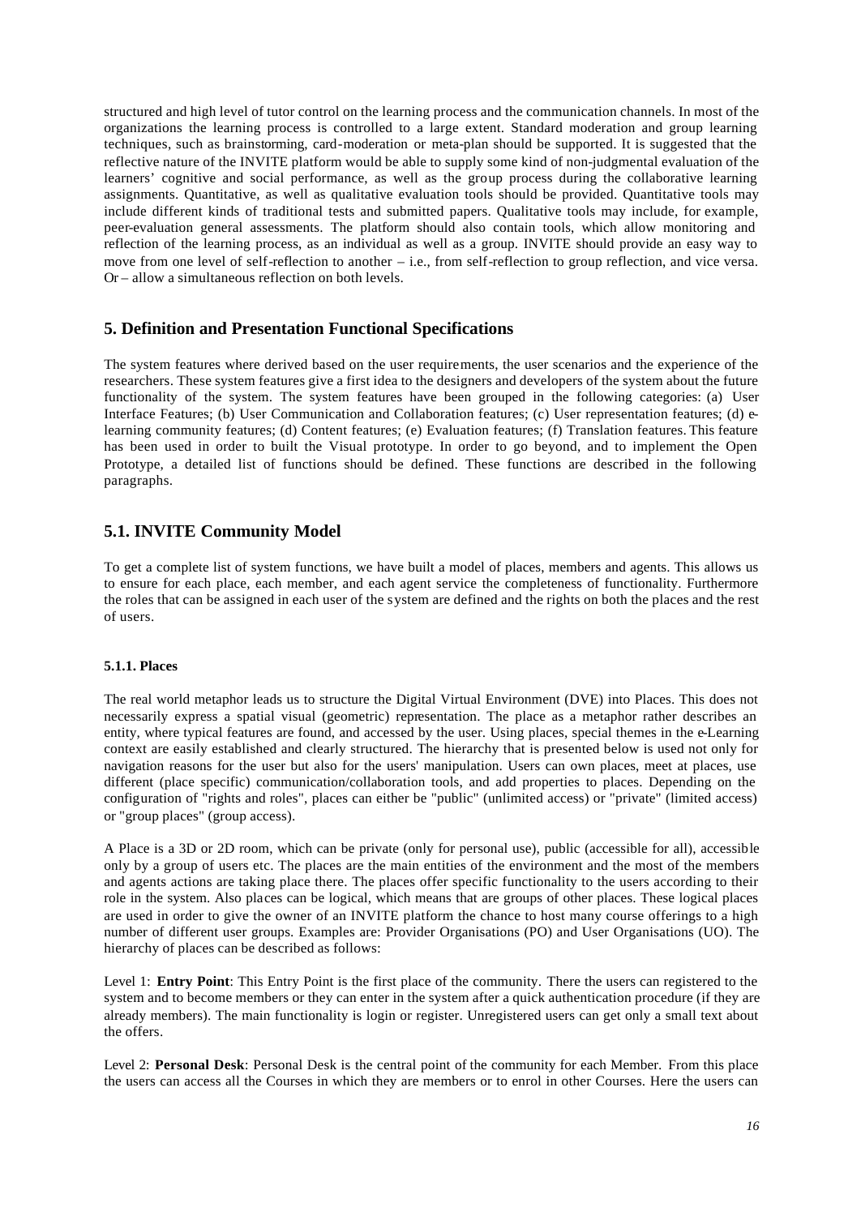structured and high level of tutor control on the learning process and the communication channels. In most of the organizations the learning process is controlled to a large extent. Standard moderation and group learning techniques, such as brainstorming, card-moderation or meta-plan should be supported. It is suggested that the reflective nature of the INVITE platform would be able to supply some kind of non-judgmental evaluation of the learners' cognitive and social performance, as well as the group process during the collaborative learning assignments. Quantitative, as well as qualitative evaluation tools should be provided. Quantitative tools may include different kinds of traditional tests and submitted papers. Qualitative tools may include, for example, peer-evaluation general assessments. The platform should also contain tools, which allow monitoring and reflection of the learning process, as an individual as well as a group. INVITE should provide an easy way to move from one level of self-reflection to another – i.e., from self-reflection to group reflection, and vice versa. Or – allow a simultaneous reflection on both levels.

## 5. Definition and Presentation Functional Specifications

The system features where derived based on the user requirements, the user scenarios and the experience of the researchers. These system features give a first idea to the designers and developers of the system about the future functionality of the system. The system features have been grouped in the following categories: (a) User Interface Features; (b) User Communication and Collaboration features; (c) User representation features; (d) e-learning community features; (d) Content features; (e) Evaluation features; (f) Translation features. This feature has been used in order to built the Visual prototype. In order to go beyond, and to implement the Open Prototype, a detailed list of functions should be defined. These functions are described in the following paragraphs.

## 5.1. INVITE Community Model

To get a complete list of system functions, we have built a model of places, members and agents. This allows us to ensure for each place, each member, and each agent service the completeness of functionality. Furthermore the roles that can be assigned in each user of the system are defined and the rights on both the places and the rest of users.

#### 5.1.1. Places

The real world metaphor leads us to structure the Digital Virtual Environment (DVE) into Places. This does not necessarily express a spatial visual (geometric) representation. The place as a metaphor rather describes an entity, where typical features are found, and accessed by the user. Using places, special themes in the e-Learning context are easily established and clearly structured. The hierarchy that is presented below is used not only for navigation reasons for the user but also for the users' manipulation. Users can own places, meet at places, use different (place specific) communication/collaboration tools, and add properties to places. Depending on the configuration of "rights and roles", places can either be "public" (unlimited access) or "private" (limited access) or "group places" (group access).

A Place is a 3D or 2D room, which can be private (only for personal use), public (accessible for all), accessible only by a group of users etc. The places are the main entities of the environment and the most of the members and agents actions are taking place there. The places offer specific functionality to the users according to their role in the system. Also places can be logical, which means that are groups of other places. These logical places are used in order to give the owner of an INVITE platform the chance to host many course offerings to a high number of different user groups. Examples are: Provider Organisations (PO) and User Organisations (UO). The hierarchy of places can be described as follows:

Level 1: **Entry Point**: This Entry Point is the first place of the community. There the users can registered to the system and to become members or they can enter in the system after a quick authentication procedure (if they are already members). The main functionality is login or register. Unregistered users can get only a small text about the offers.

Level 2: **Personal Desk**: Personal Desk is the central point of the community for each Member. From this place the users can access all the Courses in which they are members or to enrol in other Courses. Here the users can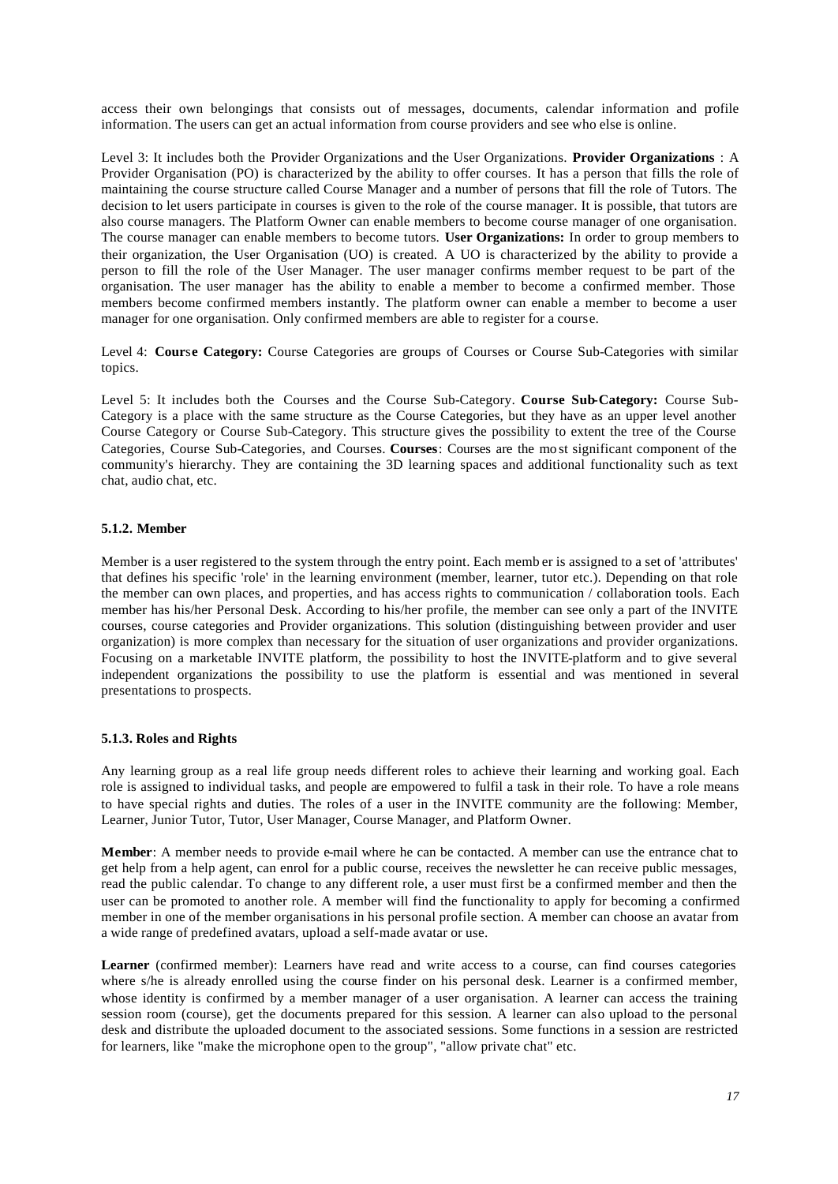access their own belongings that consists out of messages, documents, calendar information and profile information. The users can get an actual information from course providers and see who else is online.

Level 3: It includes both the Provider Organizations and the User Organizations. **Provider Organizations** : A Provider Organisation (PO) is characterized by the ability to offer courses. It has a person that fills the role of maintaining the course structure called Course Manager and a number of persons that fill the role of Tutors. The decision to let users participate in courses is given to the role of the course manager. It is possible, that tutors are also course managers. The Platform Owner can enable members to become course manager of one organisation. The course manager can enable members to become tutors. **User Organizations:** In order to group members to their organization, the User Organisation (UO) is created. A UO is characterized by the ability to provide a person to fill the role of the User Manager. The user manager confirms member request to be part of the organisation. The user manager has the ability to enable a member to become a confirmed member. Those members become confirmed members instantly. The platform owner can enable a member to become a user manager for one organisation. Only confirmed members are able to register for a course.

Level 4: **Course Category:** Course Categories are groups of Courses or Course Sub-Categories with similar topics.

Level 5: It includes both the Courses and the Course Sub-Category. **Course Sub-Category:** Course Sub-Category is a place with the same structure as the Course Categories, but they have as an upper level another Course Category or Course Sub-Category. This structure gives the possibility to extent the tree of the Course Categories, Course Sub-Categories, and Courses. **Courses**: Courses are the most significant component of the community's hierarchy. They are containing the 3D learning spaces and additional functionality such as text chat, audio chat, etc.

### 5.1.2. Member

Member is a user registered to the system through the entry point. Each member is assigned to a set of 'attributes' that defines his specific 'role' in the learning environment (member, learner, tutor etc.). Depending on that role the member can own places, and properties, and has access rights to communication / collaboration tools. Each member has his/her Personal Desk. According to his/her profile, the member can see only a part of the INVITE courses, course categories and Provider organizations. This solution (distinguishing between provider and user organization) is more complex than necessary for the situation of user organizations and provider organizations. Focusing on a marketable INVITE platform, the possibility to host the INVITE-platform and to give several independent organizations the possibility to use the platform is essential and was mentioned in several presentations to prospects.

### 5.1.3. Roles and Rights

Any learning group as a real life group needs different roles to achieve their learning and working goal. Each role is assigned to individual tasks, and people are empowered to fulfil a task in their role. To have a role means to have special rights and duties. The roles of a user in the INVITE community are the following: Member, Learner, Junior Tutor, Tutor, User Manager, Course Manager, and Platform Owner.

**Member**: A member needs to provide e-mail where he can be contacted. A member can use the entrance chat to get help from a help agent, can enrol for a public course, receives the newsletter he can receive public messages, read the public calendar. To change to any different role, a user must first be a confirmed member and then the user can be promoted to another role. A member will find the functionality to apply for becoming a confirmed member in one of the member organisations in his personal profile section. A member can choose an avatar from a wide range of predefined avatars, upload a self-made avatar or use.

**Learner** (confirmed member): Learners have read and write access to a course, can find courses categories where s/he is already enrolled using the course finder on his personal desk. Learner is a confirmed member, whose identity is confirmed by a member manager of a user organisation. A learner can access the training session room (course), get the documents prepared for this session. A learner can also upload to the personal desk and distribute the uploaded document to the associated sessions. Some functions in a session are restricted for learners, like "make the microphone open to the group", "allow private chat" etc.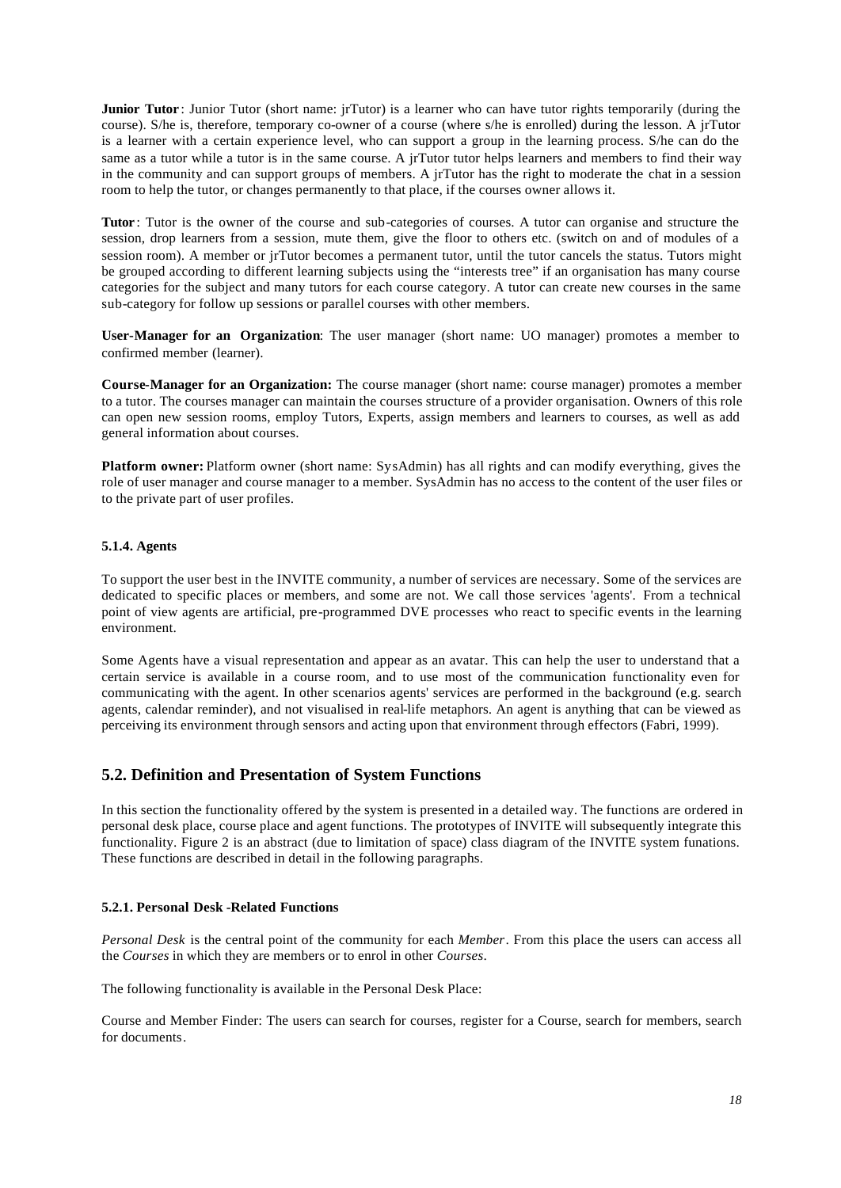**Junior Tutor**: Junior Tutor (short name: jrTutor) is a learner who can have tutor rights temporarily (during the course). S/he is, therefore, temporary co-owner of a course (where s/he is enrolled) during the lesson. A jrTutor is a learner with a certain experience level, who can support a group in the learning process. S/he can do the same as a tutor while a tutor is in the same course. A jrTutor tutor helps learners and members to find their way in the community and can support groups of members. A jrTutor has the right to moderate the chat in a session room to help the tutor, or changes permanently to that place, if the courses owner allows it.

**Tutor**: Tutor is the owner of the course and sub-categories of courses. A tutor can organise and structure the session, drop learners from a session, mute them, give the floor to others etc. (switch on and of modules of a session room). A member or jrTutor becomes a permanent tutor, until the tutor cancels the status. Tutors might be grouped according to different learning subjects using the "interests tree" if an organisation has many course categories for the subject and many tutors for each course category. A tutor can create new courses in the same sub-category for follow up sessions or parallel courses with other members.

**User-Manager for an Organization**: The user manager (short name: UO manager) promotes a member to confirmed member (learner).

**Course-Manager for an Organization:** The course manager (short name: course manager) promotes a member to a tutor. The courses manager can maintain the courses structure of a provider organisation. Owners of this role can open new session rooms, employ Tutors, Experts, assign members and learners to courses, as well as add general information about courses.

**Platform owner:** Platform owner (short name: SysAdmin) has all rights and can modify everything, gives the role of user manager and course manager to a member. SysAdmin has no access to the content of the user files or to the private part of user profiles.

#### 5.1.4. Agents

To support the user best in the INVITE community, a number of services are necessary. Some of the services are dedicated to specific places or members, and some are not. We call those services 'agents'. From a technical point of view agents are artificial, pre-programmed DVE processes who react to specific events in the learning environment.

Some Agents have a visual representation and appear as an avatar. This can help the user to understand that a certain service is available in a course room, and to use most of the communication functionality even for communicating with the agent. In other scenarios agents' services are performed in the background (e.g. search agents, calendar reminder), and not visualised in real-life metaphors. An agent is anything that can be viewed as perceiving its environment through sensors and acting upon that environment through effectors (Fabri, 1999).

## 5.2. Definition and Presentation of System Functions

In this section the functionality offered by the system is presented in a detailed way. The functions are ordered in personal desk place, course place and agent functions. The prototypes of INVITE will subsequently integrate this functionality. Figure 2 is an abstract (due to limitation of space) class diagram of the INVITE system funations. These functions are described in detail in the following paragraphs.

#### 5.2.1. Personal Desk -Related Functions

*Personal Desk* is the central point of the community for each *Member*. From this place the users can access all the *Courses* in which they are members or to enrol in other *Courses*.

The following functionality is available in the Personal Desk Place:

Course and Member Finder: The users can search for courses, register for a Course, search for members, search for documents.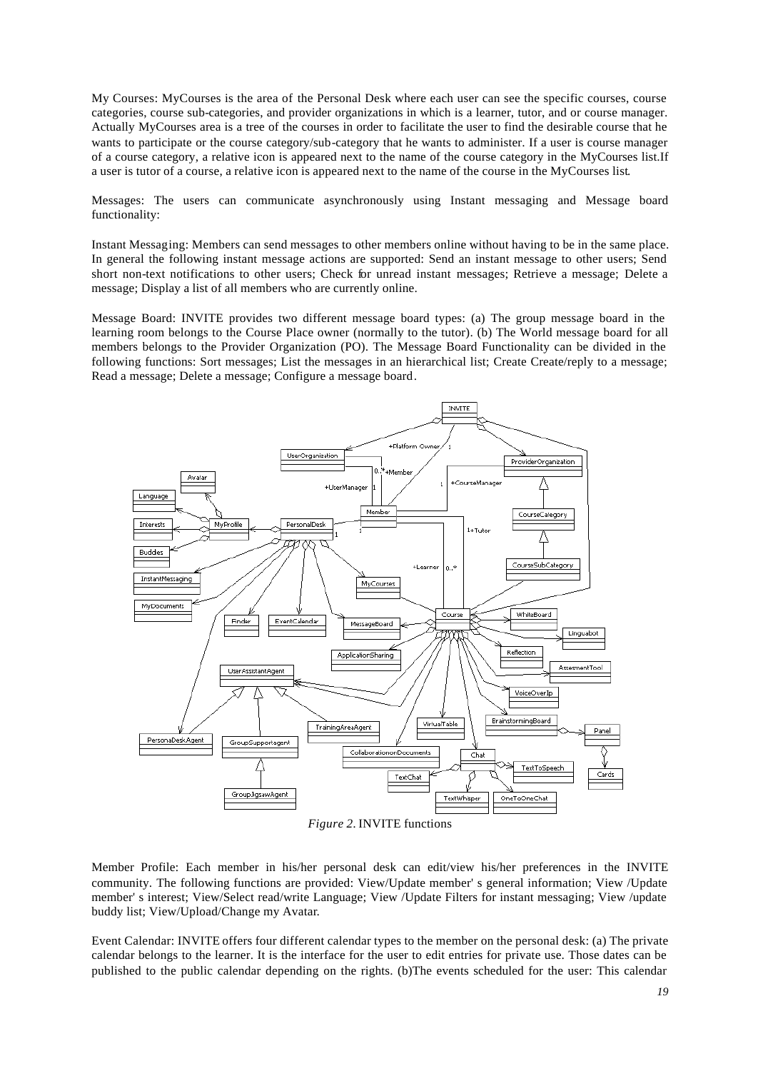My Courses: MyCourses is the area of the Personal Desk where each user can see the specific courses, course categories, course sub-categories, and provider organizations in which is a learner, tutor, and or course manager. Actually MyCourses area is a tree of the courses in order to facilitate the user to find the desirable course that he wants to participate or the course category/sub-category that he wants to administer. If a user is course manager of a course category, a relative icon is appeared next to the name of the course category in the MyCourses list.If a user is tutor of a course, a relative icon is appeared next to the name of the course in the MyCourses list.

Messages: The users can communicate asynchronously using Instant messaging and Message board functionality:

Instant Messaging: Members can send messages to other members online without having to be in the same place. In general the following instant message actions are supported: Send an instant message to other users; Send short non-text notifications to other users; Check for unread instant messages; Retrieve a message; Delete a message; Display a list of all members who are currently online.

Message Board: INVITE provides two different message board types: (a) The group message board in the learning room belongs to the Course Place owner (normally to the tutor). (b) The World message board for all members belongs to the Provider Organization (PO). The Message Board Functionality can be divided in the following functions: Sort messages; List the messages in an hierarchical list; Create Create/reply to a message; Read a message; Delete a message; Configure a message board.

*Figure 2*. INVITE functions

Member Profile: Each member in his/her personal desk can edit/view his/her preferences in the INVITE community. The following functions are provided: View/Update member' s general information; View /Update member' s interest; View/Select read/write Language; View /Update Filters for instant messaging; View /update buddy list; View/Upload/Change my Avatar.

Event Calendar: INVITE offers four different calendar types to the member on the personal desk: (a) The private calendar belongs to the learner. It is the interface for the user to edit entries for private use. Those dates can be published to the public calendar depending on the rights. (b)The events scheduled for the user: This calendar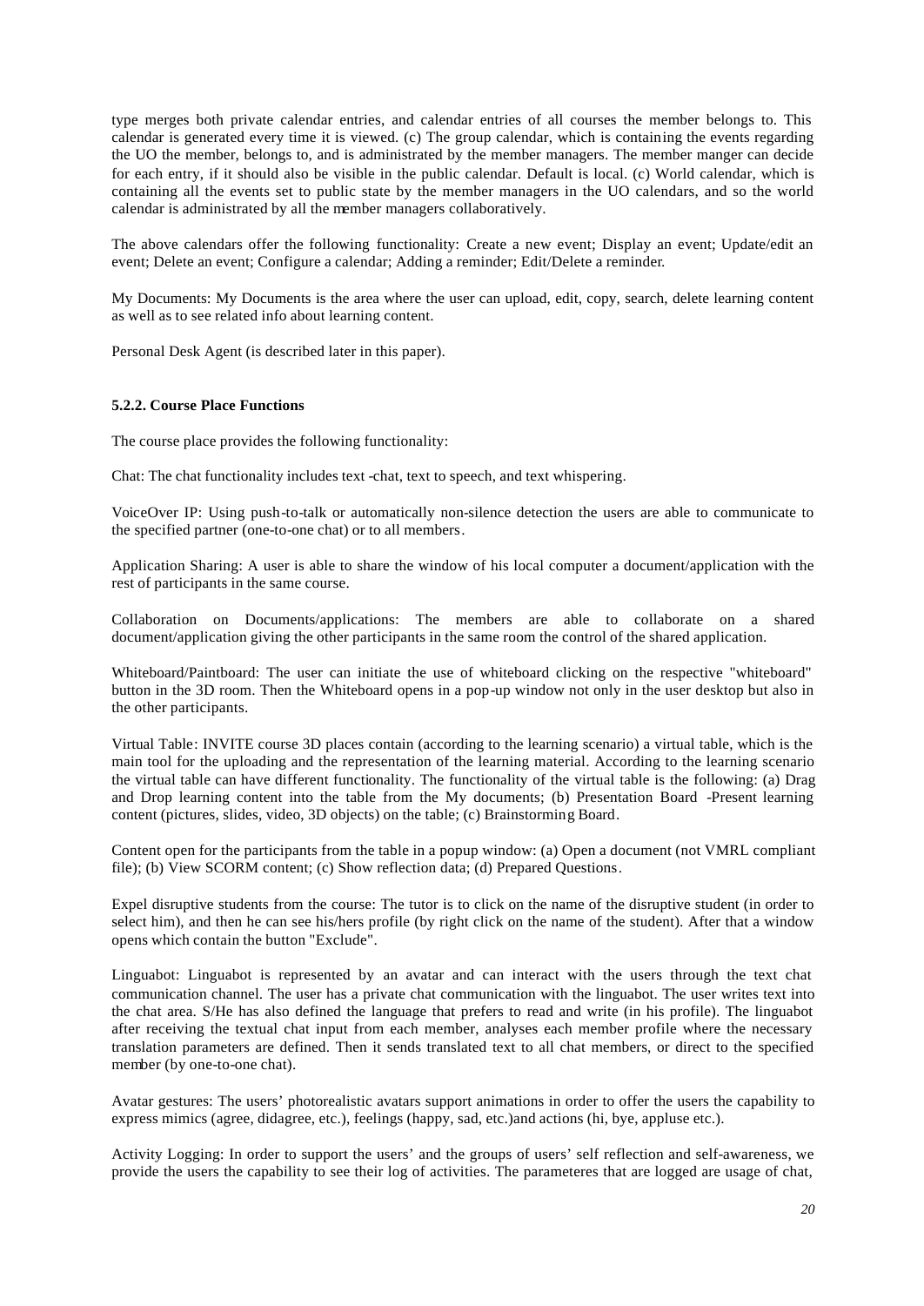type merges both private calendar entries, and calendar entries of all courses the member belongs to. This calendar is generated every time it is viewed. (c) The group calendar, which is containing the events regarding the UO the member, belongs to, and is administrated by the member managers. The member manger can decide for each entry, if it should also be visible in the public calendar. Default is local. (c) World calendar, which is containing all the events set to public state by the member managers in the UO calendars, and so the world calendar is administrated by all the member managers collaboratively.

The above calendars offer the following functionality: Create a new event; Display an event; Update/edit an event; Delete an event; Configure a calendar; Adding a reminder; Edit/Delete a reminder.

My Documents: My Documents is the area where the user can upload, edit, copy, search, delete learning content as well as to see related info about learning content.

Personal Desk Agent (is described later in this paper).

#### 5.2.2. Course Place Functions

The course place provides the following functionality:

Chat: The chat functionality includes text -chat, text to speech, and text whispering.

VoiceOver IP: Using push-to-talk or automatically non-silence detection the users are able to communicate to the specified partner (one-to-one chat) or to all members.

Application Sharing: A user is able to share the window of his local computer a document/application with the rest of participants in the same course.

Collaboration on Documents/applications: The members are able to collaborate on a shared document/application giving the other participants in the same room the control of the shared application.

Whiteboard/Paintboard: The user can initiate the use of whiteboard clicking on the respective "whiteboard" button in the 3D room. Then the Whiteboard opens in a pop-up window not only in the user desktop but also in the other participants.

Virtual Table: INVITE course 3D places contain (according to the learning scenario) a virtual table, which is the main tool for the uploading and the representation of the learning material. According to the learning scenario the virtual table can have different functionality. The functionality of the virtual table is the following: (a) Drag and Drop learning content into the table from the My documents; (b) Presentation Board -Present learning content (pictures, slides, video, 3D objects) on the table; (c) Brainstorming Board.

Content open for the participants from the table in a popup window: (a) Open a document (not VMRL compliant file); (b) View SCORM content; (c) Show reflection data; (d) Prepared Questions.

Expel disruptive students from the course: The tutor is to click on the name of the disruptive student (in order to select him), and then he can see his/hers profile (by right click on the name of the student). After that a window opens which contain the button "Exclude".

Linguabot: Linguabot is represented by an avatar and can interact with the users through the text chat communication channel. The user has a private chat communication with the linguabot. The user writes text into the chat area. S/He has also defined the language that prefers to read and write (in his profile). The linguabot after receiving the textual chat input from each member, analyses each member profile where the necessary translation parameters are defined. Then it sends translated text to all chat members, or direct to the specified member (by one-to-one chat).

Avatar gestures: The users' photorealistic avatars support animations in order to offer the users the capability to express mimics (agree, didagree, etc.), feelings (happy, sad, etc.)and actions (hi, bye, appluse etc.).

Activity Logging: In order to support the users' and the groups of users' self reflection and self-awareness, we provide the users the capability to see their log of activities. The parameteres that are logged are usage of chat,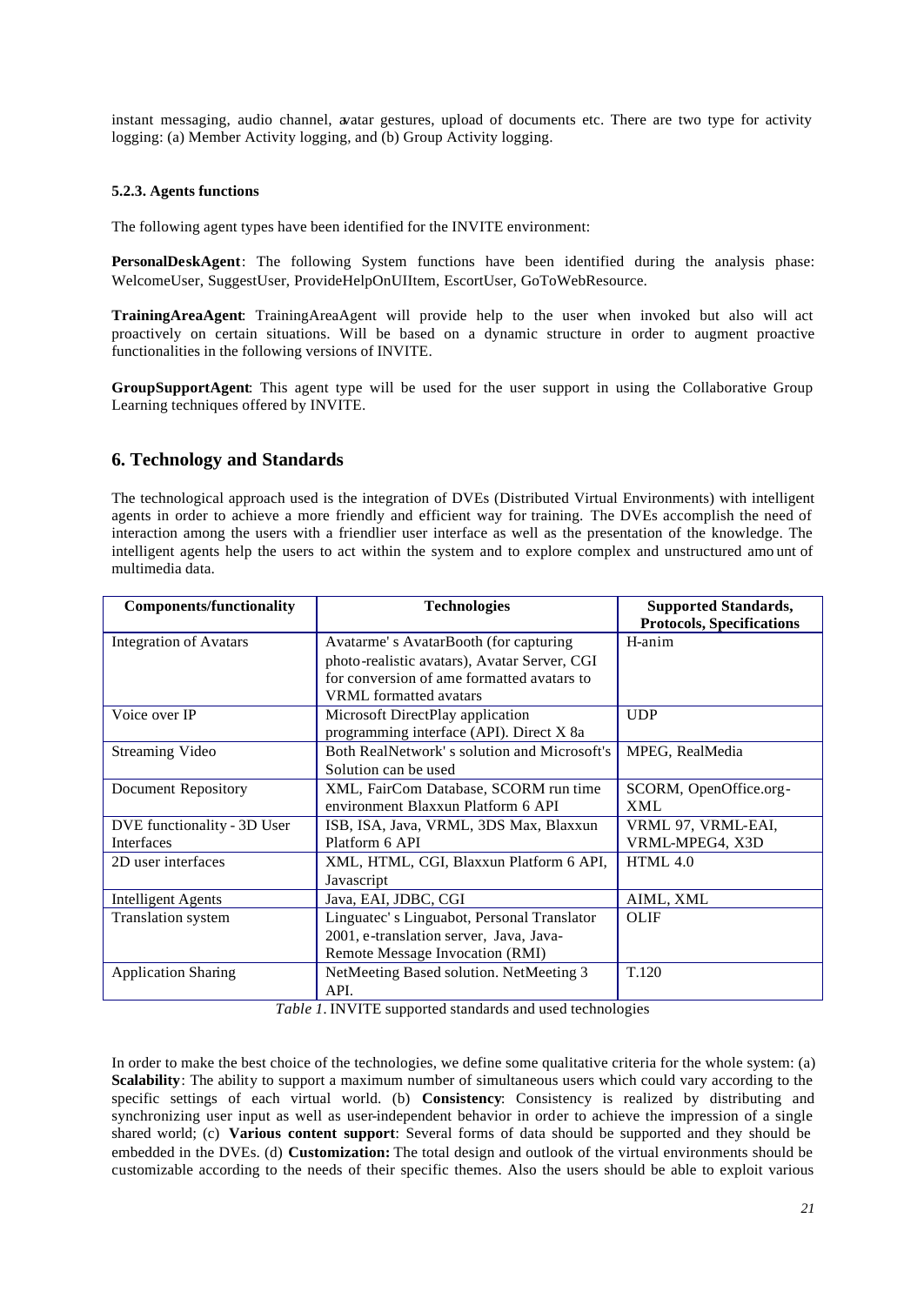instant messaging, audio channel, avatar gestures, upload of documents etc. There are two type for activity logging: (a) Member Activity logging, and (b) Group Activity logging.

#### 5.2.3. Agents functions

The following agent types have been identified for the INVITE environment:

**PersonalDeskAgent**: The following System functions have been identified during the analysis phase: WelcomeUser, SuggestUser, ProvideHelpOnUIItem, EscortUser, GoToWebResource.

**TrainingAreaAgent**: TrainingAreaAgent will provide help to the user when invoked but also will act proactively on certain situations. Will be based on a dynamic structure in order to augment proactive functionalities in the following versions of INVITE.

**GroupSupportAgent**: This agent type will be used for the user support in using the Collaborative Group Learning techniques offered by INVITE.

## 6. Technology and Standards

The technological approach used is the integration of DVEs (Distributed Virtual Environments) with intelligent agents in order to achieve a more friendly and efficient way for training. The DVEs accomplish the need of interaction among the users with a friendlier user interface as well as the presentation of the knowledge. The intelligent agents help the users to act within the system and to explore complex and unstructured amo unt of multimedia data.

| Components/functionality | Technologies | Supported Standards, Protocols, Specifications |
|---|---|---|
| Integration of Avatars | Avatarme' s AvatarBooth (for capturing photo-realistic avatars), Avatar Server, CGI for conversion of ame formatted avatars to VRML formatted avatars | H-anim |
| Voice over IP | Microsoft DirectPlay application programming interface (API). Direct X 8a | UDP |
| Streaming Video | Both RealNetwork' s solution and Microsoft's Solution can be used | MPEG, RealMedia |
| Document Repository | XML, FairCom Database, SCORM run time environment Blaxxun Platform 6 API | SCORM, OpenOffice.org-XML |
| DVE functionality - 3D User Interfaces | ISB, ISA, Java, VRML, 3DS Max, Blaxxun Platform 6 API | VRML 97, VRML-EAI, VRML-MPEG4, X3D |
| 2D user interfaces | XML, HTML, CGI, Blaxxun Platform 6 API, Javascript | HTML 4.0 |
| Intelligent Agents | Java, EAI, JDBC, CGI | AIML, XML |
| Translation system | Linguatec' s Linguabot, Personal Translator 2001, e-translation server, Java, Java-Remote Message Invocation (RMI) | OLIF |
| Application Sharing | NetMeeting Based solution. NetMeeting 3 API. | T.120 |

*Table 1*. INVITE supported standards and used technologies

In order to make the best choice of the technologies, we define some qualitative criteria for the whole system: (a) **Scalability**: The ability to support a maximum number of simultaneous users which could vary according to the specific settings of each virtual world. (b) **Consistency**: Consistency is realized by distributing and synchronizing user input as well as user-independent behavior in order to achieve the impression of a single shared world; (c) **Various content support**: Several forms of data should be supported and they should be embedded in the DVEs. (d) **Customization:** The total design and outlook of the virtual environments should be customizable according to the needs of their specific themes. Also the users should be able to exploit various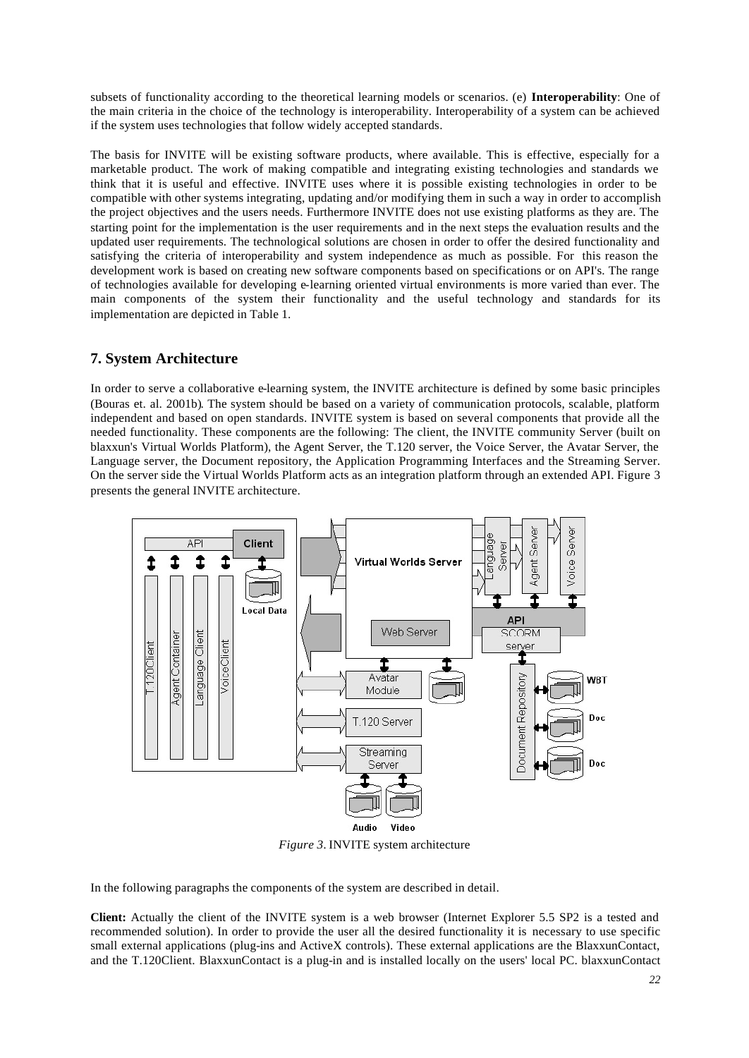subsets of functionality according to the theoretical learning models or scenarios. (e) **Interoperability**: One of the main criteria in the choice of the technology is interoperability. Interoperability of a system can be achieved if the system uses technologies that follow widely accepted standards.

The basis for INVITE will be existing software products, where available. This is effective, especially for a marketable product. The work of making compatible and integrating existing technologies and standards we think that it is useful and effective. INVITE uses where it is possible existing technologies in order to be compatible with other systems integrating, updating and/or modifying them in such a way in order to accomplish the project objectives and the users needs. Furthermore INVITE does not use existing platforms as they are. The starting point for the implementation is the user requirements and in the next steps the evaluation results and the updated user requirements. The technological solutions are chosen in order to offer the desired functionality and satisfying the criteria of interoperability and system independence as much as possible. For this reason the development work is based on creating new software components based on specifications or on API's. The range of technologies available for developing e-learning oriented virtual environments is more varied than ever. The main components of the system their functionality and the useful technology and standards for its implementation are depicted in Table 1.

## 7. System Architecture

In order to serve a collaborative e-learning system, the INVITE architecture is defined by some basic principles (Bouras et. al. 2001b). The system should be based on a variety of communication protocols, scalable, platform independent and based on open standards. INVITE system is based on several components that provide all the needed functionality. These components are the following: The client, the INVITE community Server (built on blaxxun's Virtual Worlds Platform), the Agent Server, the T.120 server, the Voice Server, the Avatar Server, the Language server, the Document repository, the Application Programming Interfaces and the Streaming Server. On the server side the Virtual Worlds Platform acts as an integration platform through an extended API. Figure 3 presents the general INVITE architecture.

*Figure 3*. INVITE system architecture

In the following paragraphs the components of the system are described in detail.

**Client:** Actually the client of the INVITE system is a web browser (Internet Explorer 5.5 SP2 is a tested and recommended solution). In order to provide the user all the desired functionality it is necessary to use specific small external applications (plug-ins and ActiveX controls). These external applications are the BlaxxunContact, and the T.120Client. BlaxxunContact is a plug-in and is installed locally on the users' local PC. blaxxunContact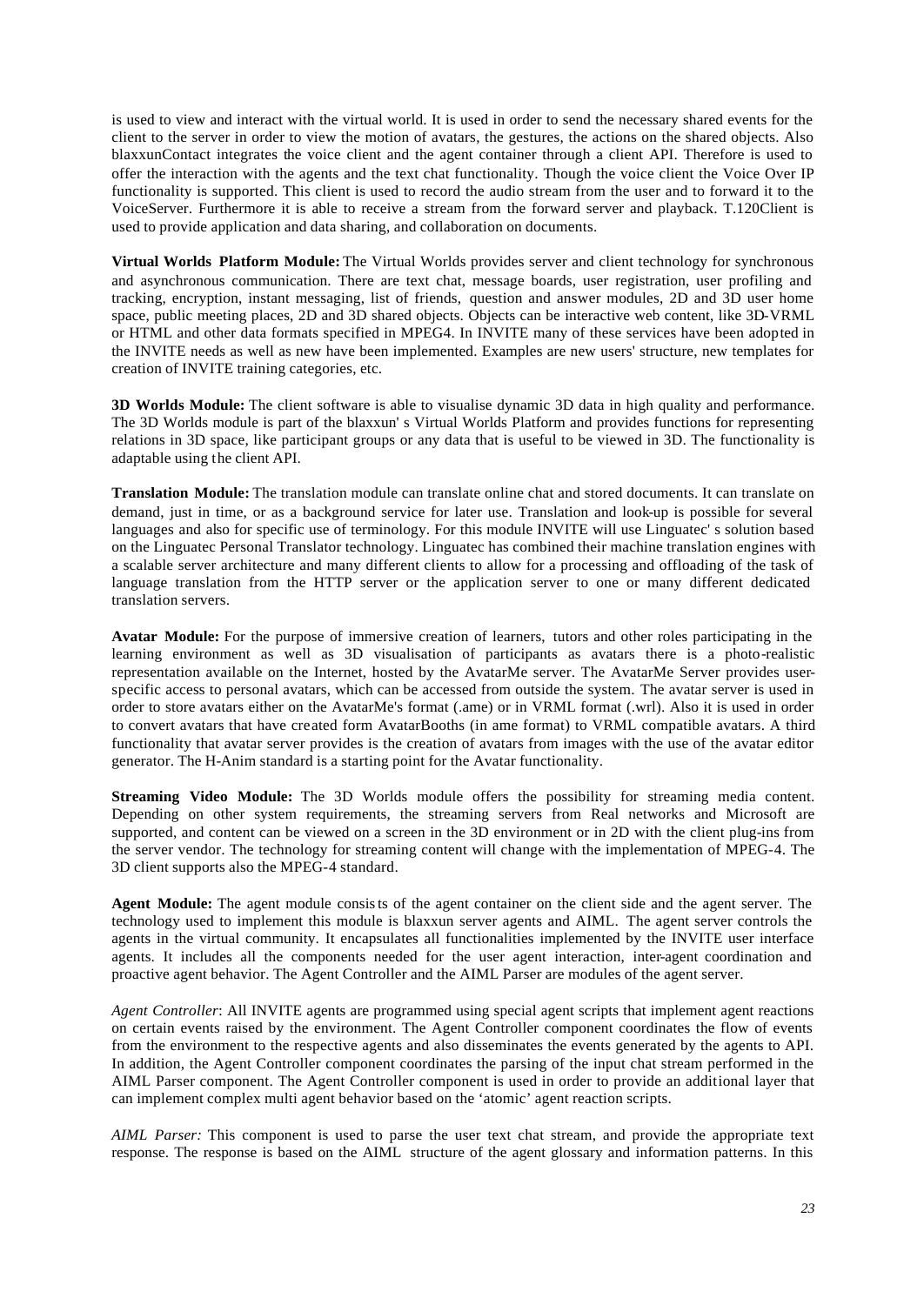is used to view and interact with the virtual world. It is used in order to send the necessary shared events for the client to the server in order to view the motion of avatars, the gestures, the actions on the shared objects. Also blaxxunContact integrates the voice client and the agent container through a client API. Therefore is used to offer the interaction with the agents and the text chat functionality. Though the voice client the Voice Over IP functionality is supported. This client is used to record the audio stream from the user and to forward it to the VoiceServer. Furthermore it is able to receive a stream from the forward server and playback. T.120Client is used to provide application and data sharing, and collaboration on documents.

**Virtual Worlds Platform Module:** The Virtual Worlds provides server and client technology for synchronous and asynchronous communication. There are text chat, message boards, user registration, user profiling and tracking, encryption, instant messaging, list of friends, question and answer modules, 2D and 3D user home space, public meeting places, 2D and 3D shared objects. Objects can be interactive web content, like 3D-VRML or HTML and other data formats specified in MPEG4. In INVITE many of these services have been adopted in the INVITE needs as well as new have been implemented. Examples are new users' structure, new templates for creation of INVITE training categories, etc.

**3D Worlds Module:** The client software is able to visualise dynamic 3D data in high quality and performance. The 3D Worlds module is part of the blaxxun' s Virtual Worlds Platform and provides functions for representing relations in 3D space, like participant groups or any data that is useful to be viewed in 3D. The functionality is adaptable using the client API.

**Translation Module:** The translation module can translate online chat and stored documents. It can translate on demand, just in time, or as a background service for later use. Translation and look-up is possible for several languages and also for specific use of terminology. For this module INVITE will use Linguatec' s solution based on the Linguatec Personal Translator technology. Linguatec has combined their machine translation engines with a scalable server architecture and many different clients to allow for a processing and offloading of the task of language translation from the HTTP server or the application server to one or many different dedicated translation servers.

**Avatar Module:** For the purpose of immersive creation of learners, tutors and other roles participating in the learning environment as well as 3D visualisation of participants as avatars there is a photo-realistic representation available on the Internet, hosted by the AvatarMe server. The AvatarMe Server provides user-specific access to personal avatars, which can be accessed from outside the system. The avatar server is used in order to store avatars either on the AvatarMe's format (.ame) or in VRML format (.wrl). Also it is used in order to convert avatars that have created form AvatarBooths (in ame format) to VRML compatible avatars. A third functionality that avatar server provides is the creation of avatars from images with the use of the avatar editor generator. The H-Anim standard is a starting point for the Avatar functionality.

**Streaming Video Module:** The 3D Worlds module offers the possibility for streaming media content. Depending on other system requirements, the streaming servers from Real networks and Microsoft are supported, and content can be viewed on a screen in the 3D environment or in 2D with the client plug-ins from the server vendor. The technology for streaming content will change with the implementation of MPEG-4. The 3D client supports also the MPEG-4 standard.

**Agent Module:** The agent module consists of the agent container on the client side and the agent server. The technology used to implement this module is blaxxun server agents and AIML. The agent server controls the agents in the virtual community. It encapsulates all functionalities implemented by the INVITE user interface agents. It includes all the components needed for the user agent interaction, inter-agent coordination and proactive agent behavior. The Agent Controller and the AIML Parser are modules of the agent server.

*Agent Controller*: All INVITE agents are programmed using special agent scripts that implement agent reactions on certain events raised by the environment. The Agent Controller component coordinates the flow of events from the environment to the respective agents and also disseminates the events generated by the agents to API. In addition, the Agent Controller component coordinates the parsing of the input chat stream performed in the AIML Parser component. The Agent Controller component is used in order to provide an additional layer that can implement complex multi agent behavior based on the 'atomic' agent reaction scripts.

*AIML Parser:* This component is used to parse the user text chat stream, and provide the appropriate text response. The response is based on the AIML structure of the agent glossary and information patterns. In this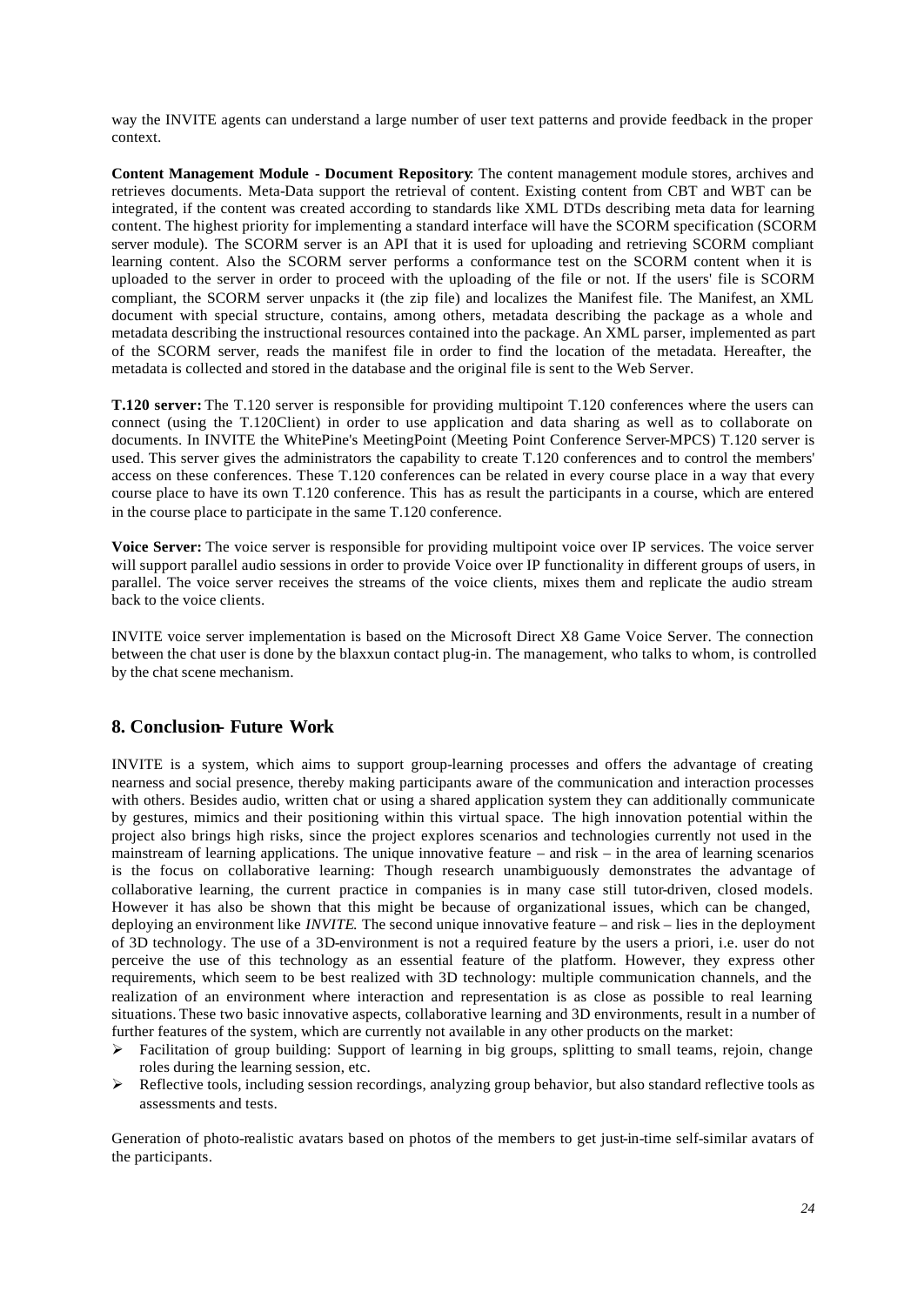way the INVITE agents can understand a large number of user text patterns and provide feedback in the proper context.

**Content Management Module - Document Repository**: The content management module stores, archives and retrieves documents. Meta-Data support the retrieval of content. Existing content from CBT and WBT can be integrated, if the content was created according to standards like XML DTDs describing meta data for learning content. The highest priority for implementing a standard interface will have the SCORM specification (SCORM server module). The SCORM server is an API that it is used for uploading and retrieving SCORM compliant learning content. Also the SCORM server performs a conformance test on the SCORM content when it is uploaded to the server in order to proceed with the uploading of the file or not. If the users' file is SCORM compliant, the SCORM server unpacks it (the zip file) and localizes the Manifest file. The Manifest, an XML document with special structure, contains, among others, metadata describing the package as a whole and metadata describing the instructional resources contained into the package. An XML parser, implemented as part of the SCORM server, reads the manifest file in order to find the location of the metadata. Hereafter, the metadata is collected and stored in the database and the original file is sent to the Web Server.

**T.120 server:** The T.120 server is responsible for providing multipoint T.120 conferences where the users can connect (using the T.120Client) in order to use application and data sharing as well as to collaborate on documents. In INVITE the WhitePine's MeetingPoint (Meeting Point Conference Server-MPCS) T.120 server is used. This server gives the administrators the capability to create T.120 conferences and to control the members' access on these conferences. These T.120 conferences can be related in every course place in a way that every course place to have its own T.120 conference. This has as result the participants in a course, which are entered in the course place to participate in the same T.120 conference.

**Voice Server:** The voice server is responsible for providing multipoint voice over IP services. The voice server will support parallel audio sessions in order to provide Voice over IP functionality in different groups of users, in parallel. The voice server receives the streams of the voice clients, mixes them and replicate the audio stream back to the voice clients.

INVITE voice server implementation is based on the Microsoft Direct X8 Game Voice Server. The connection between the chat user is done by the blaxxun contact plug-in. The management, who talks to whom, is controlled by the chat scene mechanism.

## 8. Conclusion- Future Work

INVITE is a system, which aims to support group-learning processes and offers the advantage of creating nearness and social presence, thereby making participants aware of the communication and interaction processes with others. Besides audio, written chat or using a shared application system they can additionally communicate by gestures, mimics and their positioning within this virtual space. The high innovation potential within the project also brings high risks, since the project explores scenarios and technologies currently not used in the mainstream of learning applications. The unique innovative feature – and risk – in the area of learning scenarios is the focus on collaborative learning: Though research unambiguously demonstrates the advantage of collaborative learning, the current practice in companies is in many case still tutor-driven, closed models. However it has also be shown that this might be because of organizational issues, which can be changed, deploying an environment like *INVITE*. The second unique innovative feature – and risk – lies in the deployment of 3D technology. The use of a 3D-environment is not a required feature by the users a priori, i.e. user do not perceive the use of this technology as an essential feature of the platform. However, they express other requirements, which seem to be best realized with 3D technology: multiple communication channels, and the realization of an environment where interaction and representation is as close as possible to real learning situations. These two basic innovative aspects, collaborative learning and 3D environments, result in a number of further features of the system, which are currently not available in any other products on the market:

- Facilitation of group building: Support of learning in big groups, splitting to small teams, rejoin, change roles during the learning session, etc.
- Reflective tools, including session recordings, analyzing group behavior, but also standard reflective tools as assessments and tests.

Generation of photo-realistic avatars based on photos of the members to get just-in-time self-similar avatars of the participants.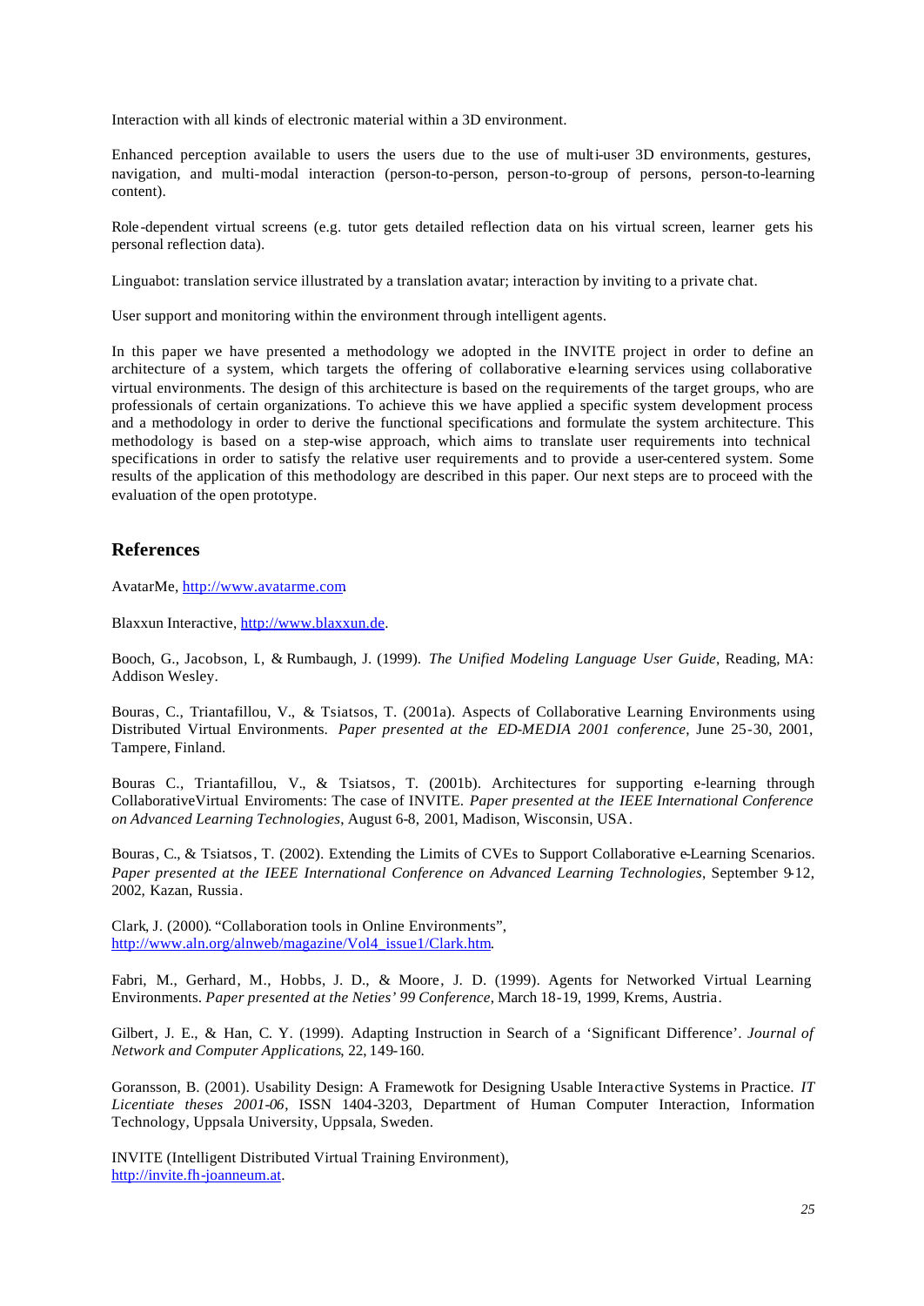Interaction with all kinds of electronic material within a 3D environment.

Enhanced perception available to users the users due to the use of multi-user 3D environments, gestures, navigation, and multi-modal interaction (person-to-person, person-to-group of persons, person-to-learning content).

Role-dependent virtual screens (e.g. tutor gets detailed reflection data on his virtual screen, learner gets his personal reflection data).

Linguabot: translation service illustrated by a translation avatar; interaction by inviting to a private chat.

User support and monitoring within the environment through intelligent agents.

In this paper we have presented a methodology we adopted in the INVITE project in order to define an architecture of a system, which targets the offering of collaborative e-learning services using collaborative virtual environments. The design of this architecture is based on the requirements of the target groups, who are professionals of certain organizations. To achieve this we have applied a specific system development process and a methodology in order to derive the functional specifications and formulate the system architecture. This methodology is based on a step-wise approach, which aims to translate user requirements into technical specifications in order to satisfy the relative user requirements and to provide a user-centered system. Some results of the application of this methodology are described in this paper. Our next steps are to proceed with the evaluation of the open prototype.

## References

AvatarMe, http://www.avatarme.com

Blaxxun Interactive, http://www.blaxxun.de.

Booch, G., Jacobson, I., & Rumbaugh, J. (1999). *The Unified Modeling Language User Guide*, Reading, MA: Addison Wesley.

Bouras, C., Triantafillou, V., & Tsiatsos, T. (2001a). Aspects of Collaborative Learning Environments using Distributed Virtual Environments. *Paper presented at the ED-MEDIA 2001 conference*, June 25-30, 2001, Tampere, Finland.

Bouras C., Triantafillou, V., & Tsiatsos, T. (2001b). Architectures for supporting e-learning through CollaborativeVirtual Enviroments: The case of INVITE. *Paper presented at the IEEE International Conference on Advanced Learning Technologies*, August 6-8, 2001, Madison, Wisconsin, USA.

Bouras, C., & Tsiatsos, T. (2002). Extending the Limits of CVEs to Support Collaborative e-Learning Scenarios. *Paper presented at the IEEE International Conference on Advanced Learning Technologies*, September 9-12, 2002, Kazan, Russia.

Clark, J. (2000). "Collaboration tools in Online Environments", http://www.aln.org/alnweb/magazine/Vol4_issue1/Clark.htm.

Fabri, M., Gerhard, M., Hobbs, J. D., & Moore, J. D. (1999). Agents for Networked Virtual Learning Environments. *Paper presented at the Neties' 99 Conference*, March 18-19, 1999, Krems, Austria.

Gilbert, J. E., & Han, C. Y. (1999). Adapting Instruction in Search of a 'Significant Difference'. *Journal of Network and Computer Applications*, 22, 149-160.

Goransson, B. (2001). Usability Design: A Framewotk for Designing Usable Interactive Systems in Practice. *IT Licentiate theses 2001-06*, ISSN 1404-3203, Department of Human Computer Interaction, Information Technology, Uppsala University, Uppsala, Sweden.

INVITE (Intelligent Distributed Virtual Training Environment), http://invite.fh-joanneum.at.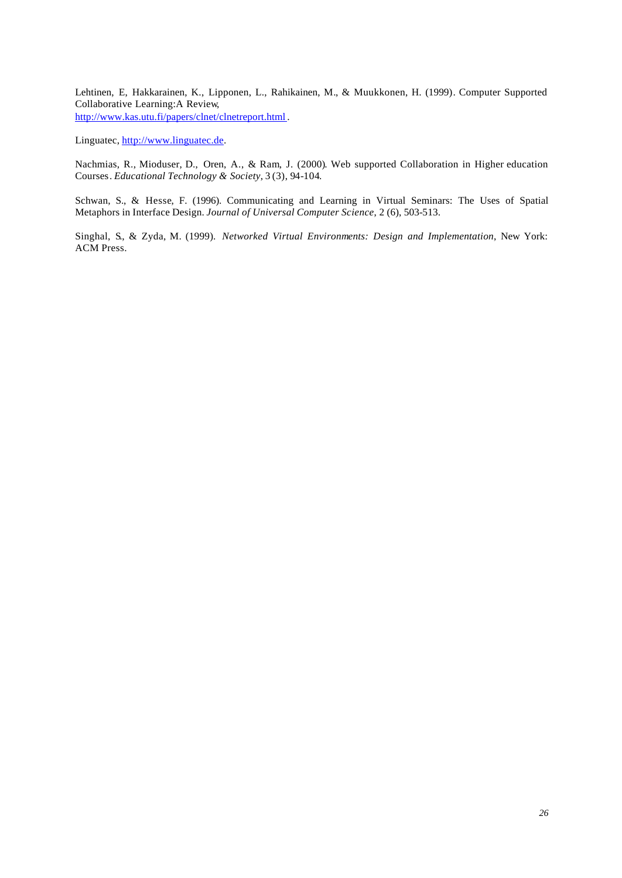Lehtinen, E, Hakkarainen, K., Lipponen, L., Rahikainen, M., & Muukkonen, H. (1999). Computer Supported Collaborative Learning:A Review, http://www.kas.utu.fi/papers/clnet/clnetreport.html .

Linguatec, http://www.linguatec.de.

Nachmias, R., Mioduser, D., Oren, A., & Ram, J. (2000). Web supported Collaboration in Higher education Courses. *Educational Technology & Society*, 3 (3), 94-104.

Schwan, S., & Hesse, F. (1996). Communicating and Learning in Virtual Seminars: The Uses of Spatial Metaphors in Interface Design. *Journal of Universal Computer Science*, 2 (6), 503-513.

Singhal, S., & Zyda, M. (1999). *Networked Virtual Environments: Design and Implementation*, New York: ACM Press.